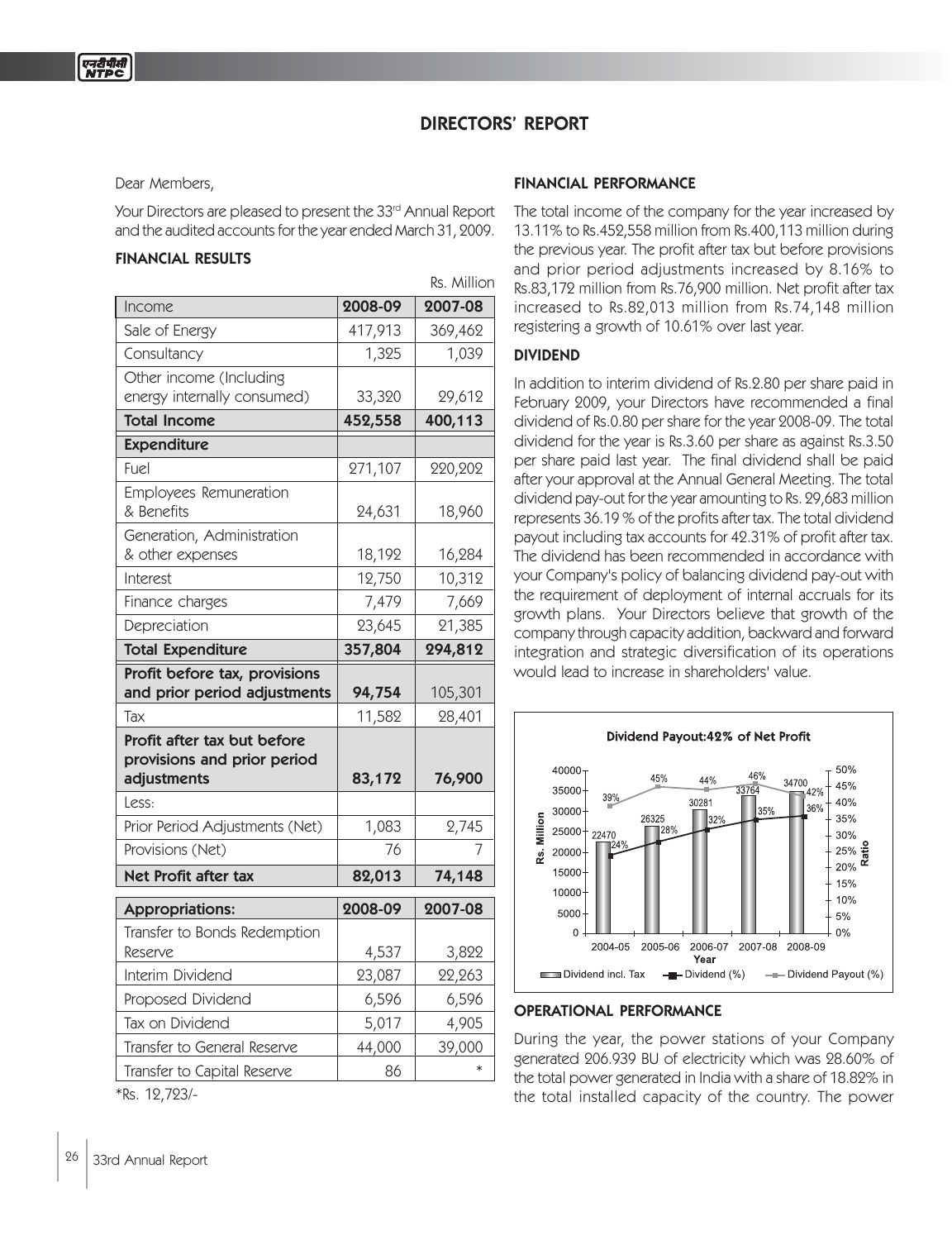# DIRECTORS' REPORT

Dear Members,

Your Directors are pleased to present the 33rd Annual Report and the audited accounts for the year ended March 31, 2009.

## FINANCIAL RESULTS

Rs. Million

| Income | 2008-09 | 2007-08 |
|---|---|---|
| Sale of Energy | 417,913 | 369,462 |
| Consultancy | 1,325 | 1,039 |
| Other income (Including energy internally consumed) | 33,320 | 29,612 |
| **Total Income** | **452,558** | **400,113** |
| **Expenditure** | | |
| Fuel | 271,107 | 220,202 |
| Employees Remuneration & Benefits | 24,631 | 18,960 |
| Generation, Administration & other expenses | 18,192 | 16,284 |
| Interest | 12,750 | 10,312 |
| Finance charges | 7,479 | 7,669 |
| Depreciation | 23,645 | 21,385 |
| **Total Expenditure** | **357,804** | **294,812** |
| **Profit before tax, provisions and prior period adjustments** | **94,754** | 105,301 |
| Tax | 11,582 | 28,401 |
| **Profit after tax but before provisions and prior period adjustments** | **83,172** | **76,900** |
| Less: | | |
| Prior Period Adjustments (Net) | 1,083 | 2,745 |
| Provisions (Net) | 76 | 7 |
| **Net Profit after tax** | **82,013** | **74,148** |

| Appropriations: | 2008-09 | 2007-08 |
|---|---|---|
| Transfer to Bonds Redemption Reserve | 4,537 | 3,822 |
| Interim Dividend | 23,087 | 22,263 |
| Proposed Dividend | 6,596 | 6,596 |
| Tax on Dividend | 5,017 | 4,905 |
| Transfer to General Reserve | 44,000 | 39,000 |
| Transfer to Capital Reserve | 86 | * |

*Rs. 12,723/-

## FINANCIAL PERFORMANCE

The total income of the company for the year increased by 13.11% to Rs.452,558 million from Rs.400,113 million during the previous year. The profit after tax but before provisions and prior period adjustments increased by 8.16% to Rs.83,172 million from Rs.76,900 million. Net profit after tax increased to Rs.82,013 million from Rs.74,148 million registering a growth of 10.61% over last year.

## DIVIDEND

In addition to interim dividend of Rs.2.80 per share paid in February 2009, your Directors have recommended a final dividend of Rs.0.80 per share for the year 2008-09. The total dividend for the year is Rs.3.60 per share as against Rs.3.50 per share paid last year. The final dividend shall be paid after your approval at the Annual General Meeting. The total dividend pay-out for the year amounting to Rs. 29,683 million represents 36.19 % of the profits after tax. The total dividend payout including tax accounts for 42.31% of profit after tax. The dividend has been recommended in accordance with your Company's policy of balancing dividend pay-out with the requirement of deployment of internal accruals for its growth plans. Your Directors believe that growth of the company through capacity addition, backward and forward integration and strategic diversification of its operations would lead to increase in shareholders' value.

**Dividend Payout:42% of Net Profit**

| Year | Dividend incl. Tax (Rs. Million) | Dividend (%) | Dividend Payout (%) |
|---|---|---|---|
| 2004-05 | 22470 | 24% | 39% |
| 2005-06 | 26325 | 28% | 45% |
| 2006-07 | 30281 | 32% | 44% |
| 2007-08 | 33764 | 35% | 46% |
| 2008-09 | 34700 | 36% | 42% |

## OPERATIONAL PERFORMANCE

During the year, the power stations of your Company generated 206.939 BU of electricity which was 28.60% of the total power generated in India with a share of 18.82% in the total installed capacity of the country. The power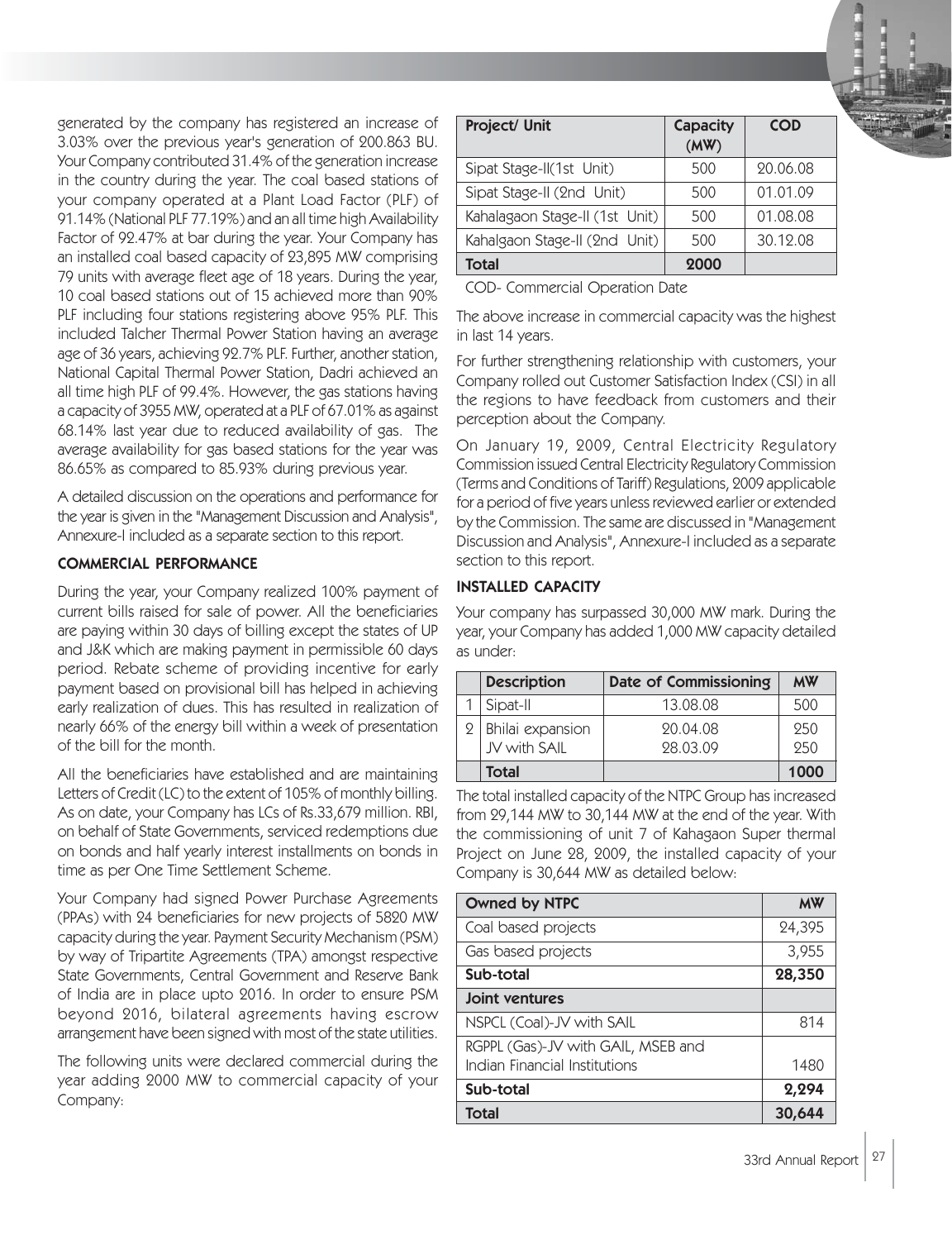generated by the company has registered an increase of 3.03% over the previous year's generation of 200.863 BU. Your Company contributed 31.4% of the generation increase in the country during the year. The coal based stations of your company operated at a Plant Load Factor (PLF) of 91.14% (National PLF 77.19%) and an all time high Availability Factor of 92.47% at bar during the year. Your Company has an installed coal based capacity of 23,895 MW comprising 79 units with average fleet age of 18 years. During the year, 10 coal based stations out of 15 achieved more than 90% PLF including four stations registering above 95% PLF. This included Talcher Thermal Power Station having an average age of 36 years, achieving 92.7% PLF. Further, another station, National Capital Thermal Power Station, Dadri achieved an all time high PLF of 99.4%. However, the gas stations having a capacity of 3955 MW, operated at a PLF of 67.01% as against 68.14% last year due to reduced availability of gas. The average availability for gas based stations for the year was 86.65% as compared to 85.93% during previous year.

A detailed discussion on the operations and performance for the year is given in the "Management Discussion and Analysis", Annexure-I included as a separate section to this report.

## COMMERCIAL PERFORMANCE

During the year, your Company realized 100% payment of current bills raised for sale of power. All the beneficiaries are paying within 30 days of billing except the states of UP and J&K which are making payment in permissible 60 days period. Rebate scheme of providing incentive for early payment based on provisional bill has helped in achieving early realization of dues. This has resulted in realization of nearly 66% of the energy bill within a week of presentation of the bill for the month.

All the beneficiaries have established and are maintaining Letters of Credit (LC) to the extent of 105% of monthly billing. As on date, your Company has LCs of Rs.33,679 million. RBI, on behalf of State Governments, serviced redemptions due on bonds and half yearly interest installments on bonds in time as per One Time Settlement Scheme.

Your Company had signed Power Purchase Agreements (PPAs) with 24 beneficiaries for new projects of 5820 MW capacity during the year. Payment Security Mechanism (PSM) by way of Tripartite Agreements (TPA) amongst respective State Governments, Central Government and Reserve Bank of India are in place upto 2016. In order to ensure PSM beyond 2016, bilateral agreements having escrow arrangement have been signed with most of the state utilities.

The following units were declared commercial during the year adding 2000 MW to commercial capacity of your Company:

| Project/ Unit | Capacity (MW) | COD |
|---|---|---|
| Sipat Stage-II(1st Unit) | 500 | 20.06.08 |
| Sipat Stage-II (2nd Unit) | 500 | 01.01.09 |
| Kahalagaon Stage-II (1st Unit) | 500 | 01.08.08 |
| Kahalgaon Stage-II (2nd Unit) | 500 | 30.12.08 |
| **Total** | **2000** | |

COD- Commercial Operation Date

The above increase in commercial capacity was the highest in last 14 years.

For further strengthening relationship with customers, your Company rolled out Customer Satisfaction Index (CSI) in all the regions to have feedback from customers and their perception about the Company.

On January 19, 2009, Central Electricity Regulatory Commission issued Central Electricity Regulatory Commission (Terms and Conditions of Tariff) Regulations, 2009 applicable for a period of five years unless reviewed earlier or extended by the Commission. The same are discussed in "Management Discussion and Analysis", Annexure-I included as a separate section to this report.

## INSTALLED CAPACITY

Your company has surpassed 30,000 MW mark. During the year, your Company has added 1,000 MW capacity detailed as under:

| | Description | Date of Commissioning | MW |
|---|---|---|---|
| 1 | Sipat-II | 13.08.08 | 500 |
| 2 | Bhilai expansion JV with SAIL | 20.04.08<br>28.03.09 | 250<br>250 |
| | **Total** | | **1000** |

The total installed capacity of the NTPC Group has increased from 29,144 MW to 30,144 MW at the end of the year. With the commissioning of unit 7 of Kahagaon Super thermal Project on June 28, 2009, the installed capacity of your Company is 30,644 MW as detailed below:

| Owned by NTPC | MW |
|---|---|
| Coal based projects | 24,395 |
| Gas based projects | 3,955 |
| **Sub-total** | **28,350** |
| **Joint ventures** | |
| NSPCL (Coal)-JV with SAIL | 814 |
| RGPPL (Gas)-JV with GAIL, MSEB and Indian Financial Institutions | 1480 |
| **Sub-total** | **2,294** |
| **Total** | **30,644** |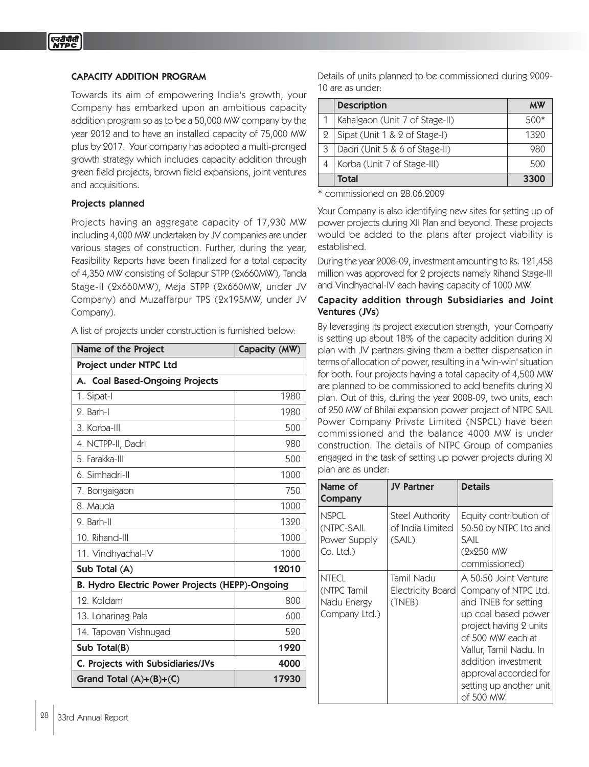## CAPACITY ADDITION PROGRAM

Towards its aim of empowering India's growth, your Company has embarked upon an ambitious capacity addition program so as to be a 50,000 MW company by the year 2012 and to have an installed capacity of 75,000 MW plus by 2017. Your company has adopted a multi-pronged growth strategy which includes capacity addition through green field projects, brown field expansions, joint ventures and acquisitions.

### Projects planned

Projects having an aggregate capacity of 17,930 MW including 4,000 MW undertaken by JV companies are under various stages of construction. Further, during the year, Feasibility Reports have been finalized for a total capacity of 4,350 MW consisting of Solapur STPP (2x660MW), Tanda Stage-II (2x660MW), Meja STPP (2x660MW, under JV Company) and Muzaffarpur TPS (2x195MW, under JV Company).

A list of projects under construction is furnished below:

| Name of the Project | Capacity (MW) |
|---|---|
| **Project under NTPC Ltd** | |
| **A. Coal Based-Ongoing Projects** | |
| 1. Sipat-I | 1980 |
| 2. Barh-I | 1980 |
| 3. Korba-III | 500 |
| 4. NCTPP-II, Dadri | 980 |
| 5. Farakka-III | 500 |
| 6. Simhadri-II | 1000 |
| 7. Bongaigaon | 750 |
| 8. Mauda | 1000 |
| 9. Barh-II | 1320 |
| 10. Rihand-III | 1000 |
| 11. Vindhyachal-IV | 1000 |
| **Sub Total (A)** | **12010** |
| **B. Hydro Electric Power Projects (HEPP)-Ongoing** | |
| 12. Koldam | 800 |
| 13. Loharinag Pala | 600 |
| 14. Tapovan Vishnugad | 520 |
| **Sub Total(B)** | **1920** |
| **C. Projects with Subsidiaries/JVs** | **4000** |
| **Grand Total (A)+(B)+(C)** | **17930** |

Details of units planned to be commissioned during 2009-10 are as under:

| | Description | MW |
|---|---|---|
| 1 | Kahalgaon (Unit 7 of Stage-II) | 500* |
| 2 | Sipat (Unit 1 & 2 of Stage-I) | 1320 |
| 3 | Dadri (Unit 5 & 6 of Stage-II) | 980 |
| 4 | Korba (Unit 7 of Stage-III) | 500 |
| | **Total** | **3300** |

* commissioned on 28.06.2009

Your Company is also identifying new sites for setting up of power projects during XII Plan and beyond. These projects would be added to the plans after project viability is established.

During the year 2008-09, investment amounting to Rs. 121,458 million was approved for 2 projects namely Rihand Stage-III and Vindhyachal-IV each having capacity of 1000 MW.

### Capacity addition through Subsidiaries and Joint Ventures (JVs)

By leveraging its project execution strength, your Company is setting up about 18% of the capacity addition during XI plan with JV partners giving them a better dispensation in terms of allocation of power, resulting in a 'win-win' situation for both. Four projects having a total capacity of 4,500 MW are planned to be commissioned to add benefits during XI plan. Out of this, during the year 2008-09, two units, each of 250 MW of Bhilai expansion power project of NTPC SAIL Power Company Private Limited (NSPCL) have been commissioned and the balance 4000 MW is under construction. The details of NTPC Group of companies engaged in the task of setting up power projects during XI plan are as under:

| Name of Company | JV Partner | Details |
|---|---|---|
| NSPCL (NTPC-SAIL Power Supply Co. Ltd.) | Steel Authority of India Limited (SAIL) | Equity contribution of 50:50 by NTPC Ltd and SAIL (2x250 MW commissioned) |
| NTECL (NTPC Tamil Nadu Energy Company Ltd.) | Tamil Nadu Electricity Board (TNEB) | A 50:50 Joint Venture Company of NTPC Ltd. and TNEB for setting up coal based power project having 2 units of 500 MW each at Vallur, Tamil Nadu. In addition investment approval accorded for setting up another unit of 500 MW. |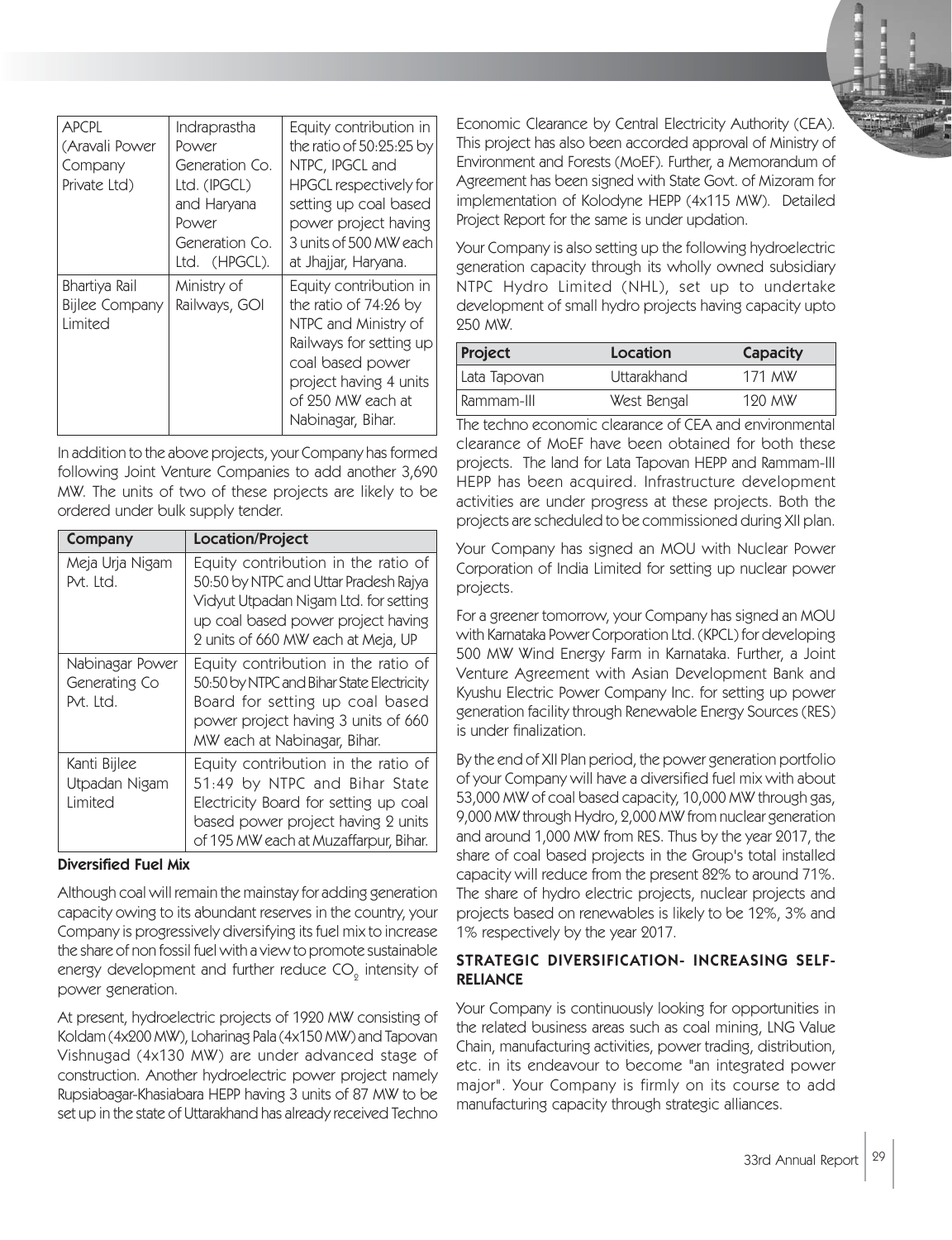| | | |
|---|---|---|
| APCPL (Aravali Power Company Private Ltd) | Indraprastha Power Generation Co. Ltd. (IPGCL) and Haryana Power Generation Co. Ltd. (HPGCL). | Equity contribution in the ratio of 50:25:25 by NTPC, IPGCL and HPGCL respectively for setting up coal based power project having 3 units of 500 MW each at Jhajjar, Haryana. |
| Bhartiya Rail Bijlee Company Limited | Ministry of Railways, GOI | Equity contribution in the ratio of 74:26 by NTPC and Ministry of Railways for setting up coal based power project having 4 units of 250 MW each at Nabinagar, Bihar. |

In addition to the above projects, your Company has formed following Joint Venture Companies to add another 3,690 MW. The units of two of these projects are likely to be ordered under bulk supply tender.

| Company | Location/Project |
|---|---|
| Meja Urja Nigam Pvt. Ltd. | Equity contribution in the ratio of 50:50 by NTPC and Uttar Pradesh Rajya Vidyut Utpadan Nigam Ltd. for setting up coal based power project having 2 units of 660 MW each at Meja, UP |
| Nabinagar Power Generating Co Pvt. Ltd. | Equity contribution in the ratio of 50:50 by NTPC and Bihar State Electricity Board for setting up coal based power project having 3 units of 660 MW each at Nabinagar, Bihar. |
| Kanti Bijlee Utpadan Nigam Limited | Equity contribution in the ratio of 51:49 by NTPC and Bihar State Electricity Board for setting up coal based power project having 2 units of 195 MW each at Muzaffarpur, Bihar. |

**Diversified Fuel Mix**

Although coal will remain the mainstay for adding generation capacity owing to its abundant reserves in the country, your Company is progressively diversifying its fuel mix to increase the share of non fossil fuel with a view to promote sustainable energy development and further reduce $CO_2$ intensity of power generation.

At present, hydroelectric projects of 1920 MW consisting of Koldam (4x200 MW), Loharinag Pala (4x150 MW) and Tapovan Vishnugad (4x130 MW) are under advanced stage of construction. Another hydroelectric power project namely Rupsiabagar-Khasiabara HEPP having 3 units of 87 MW to be set up in the state of Uttarakhand has already received Techno Economic Clearance by Central Electricity Authority (CEA). This project has also been accorded approval of Ministry of Environment and Forests (MoEF). Further, a Memorandum of Agreement has been signed with State Govt. of Mizoram for implementation of Kolodyne HEPP (4x115 MW). Detailed Project Report for the same is under updation.

Your Company is also setting up the following hydroelectric generation capacity through its wholly owned subsidiary NTPC Hydro Limited (NHL), set up to undertake development of small hydro projects having capacity upto 250 MW.

| Project | Location | Capacity |
|---|---|---|
| Lata Tapovan | Uttarakhand | 171 MW |
| Rammam-III | West Bengal | 120 MW |

The techno economic clearance of CEA and environmental clearance of MoEF have been obtained for both these projects. The land for Lata Tapovan HEPP and Rammam-III HEPP has been acquired. Infrastructure development activities are under progress at these projects. Both the projects are scheduled to be commissioned during XII plan.

Your Company has signed an MOU with Nuclear Power Corporation of India Limited for setting up nuclear power projects.

For a greener tomorrow, your Company has signed an MOU with Karnataka Power Corporation Ltd. (KPCL) for developing 500 MW Wind Energy Farm in Karnataka. Further, a Joint Venture Agreement with Asian Development Bank and Kyushu Electric Power Company Inc. for setting up power generation facility through Renewable Energy Sources (RES) is under finalization.

By the end of XII Plan period, the power generation portfolio of your Company will have a diversified fuel mix with about 53,000 MW of coal based capacity, 10,000 MW through gas, 9,000 MW through Hydro, 2,000 MW from nuclear generation and around 1,000 MW from RES. Thus by the year 2017, the share of coal based projects in the Group's total installed capacity will reduce from the present 82% to around 71%. The share of hydro electric projects, nuclear projects and projects based on renewables is likely to be 12%, 3% and 1% respectively by the year 2017.

## STRATEGIC DIVERSIFICATION- INCREASING SELF-RELIANCE

Your Company is continuously looking for opportunities in the related business areas such as coal mining, LNG Value Chain, manufacturing activities, power trading, distribution, etc. in its endeavour to become "an integrated power major". Your Company is firmly on its course to add manufacturing capacity through strategic alliances.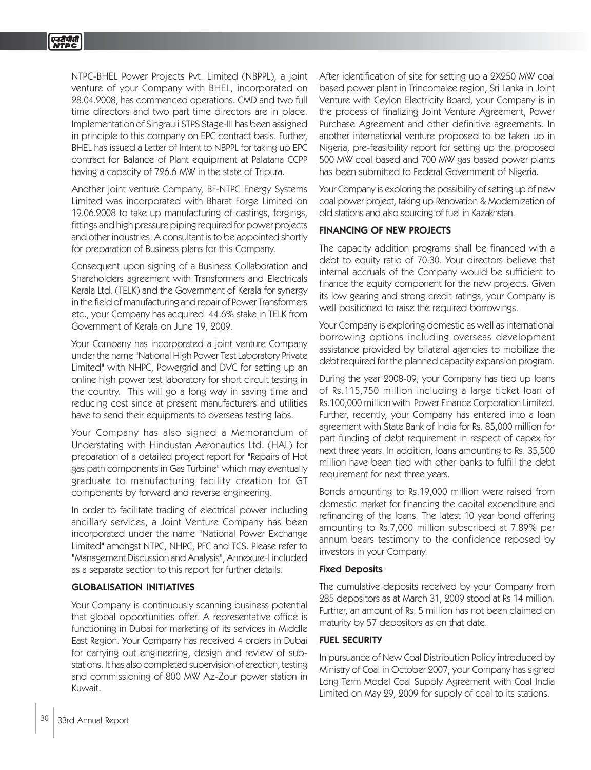NTPC-BHEL Power Projects Pvt. Limited (NBPPL), a joint venture of your Company with BHEL, incorporated on 28.04.2008, has commenced operations. CMD and two full time directors and two part time directors are in place. Implementation of Singrauli STPS Stage-III has been assigned in principle to this company on EPC contract basis. Further, BHEL has issued a Letter of Intent to NBPPL for taking up EPC contract for Balance of Plant equipment at Palatana CCPP having a capacity of 726.6 MW in the state of Tripura.

Another joint venture Company, BF-NTPC Energy Systems Limited was incorporated with Bharat Forge Limited on 19.06.2008 to take up manufacturing of castings, forgings, fittings and high pressure piping required for power projects and other industries. A consultant is to be appointed shortly for preparation of Business plans for this Company.

Consequent upon signing of a Business Collaboration and Shareholders agreement with Transformers and Electricals Kerala Ltd. (TELK) and the Government of Kerala for synergy in the field of manufacturing and repair of Power Transformers etc., your Company has acquired 44.6% stake in TELK from Government of Kerala on June 19, 2009.

Your Company has incorporated a joint venture Company under the name "National High Power Test Laboratory Private Limited" with NHPC, Powergrid and DVC for setting up an online high power test laboratory for short circuit testing in the country. This will go a long way in saving time and reducing cost since at present manufacturers and utilities have to send their equipments to overseas testing labs.

Your Company has also signed a Memorandum of Understating with Hindustan Aeronautics Ltd. (HAL) for preparation of a detailed project report for "Repairs of Hot gas path components in Gas Turbine" which may eventually graduate to manufacturing facility creation for GT components by forward and reverse engineering.

In order to facilitate trading of electrical power including ancillary services, a Joint Venture Company has been incorporated under the name "National Power Exchange Limited" amongst NTPC, NHPC, PFC and TCS. Please refer to "Management Discussion and Analysis", Annexure-I included as a separate section to this report for further details.

### GLOBALISATION INITIATIVES

Your Company is continuously scanning business potential that global opportunities offer. A representative office is functioning in Dubai for marketing of its services in Middle East Region. Your Company has received 4 orders in Dubai for carrying out engineering, design and review of sub-stations. It has also completed supervision of erection, testing and commissioning of 800 MW Az-Zour power station in Kuwait.

After identification of site for setting up a 2X250 MW coal based power plant in Trincomalee region, Sri Lanka in Joint Venture with Ceylon Electricity Board, your Company is in the process of finalizing Joint Venture Agreement, Power Purchase Agreement and other definitive agreements. In another international venture proposed to be taken up in Nigeria, pre-feasibility report for setting up the proposed 500 MW coal based and 700 MW gas based power plants has been submitted to Federal Government of Nigeria.

Your Company is exploring the possibility of setting up of new coal power project, taking up Renovation & Modernization of old stations and also sourcing of fuel in Kazakhstan.

### FINANCING OF NEW PROJECTS

The capacity addition programs shall be financed with a debt to equity ratio of 70:30. Your directors believe that internal accruals of the Company would be sufficient to finance the equity component for the new projects. Given its low gearing and strong credit ratings, your Company is well positioned to raise the required borrowings.

Your Company is exploring domestic as well as international borrowing options including overseas development assistance provided by bilateral agencies to mobilize the debt required for the planned capacity expansion program.

During the year 2008-09, your Company has tied up loans of Rs.115,750 million including a large ticket loan of Rs.100,000 million with Power Finance Corporation Limited. Further, recently, your Company has entered into a loan agreement with State Bank of India for Rs. 85,000 million for part funding of debt requirement in respect of capex for next three years. In addition, loans amounting to Rs. 35,500 million have been tied with other banks to fulfill the debt requirement for next three years.

Bonds amounting to Rs.19,000 million were raised from domestic market for financing the capital expenditure and refinancing of the loans. The latest 10 year bond offering amounting to Rs.7,000 million subscribed at 7.89% per annum bears testimony to the confidence reposed by investors in your Company.

#### Fixed Deposits

The cumulative deposits received by your Company from 285 depositors as at March 31, 2009 stood at Rs 14 million. Further, an amount of Rs. 5 million has not been claimed on maturity by 57 depositors as on that date.

### FUEL SECURITY

In pursuance of New Coal Distribution Policy introduced by Ministry of Coal in October 2007, your Company has signed Long Term Model Coal Supply Agreement with Coal India Limited on May 29, 2009 for supply of coal to its stations.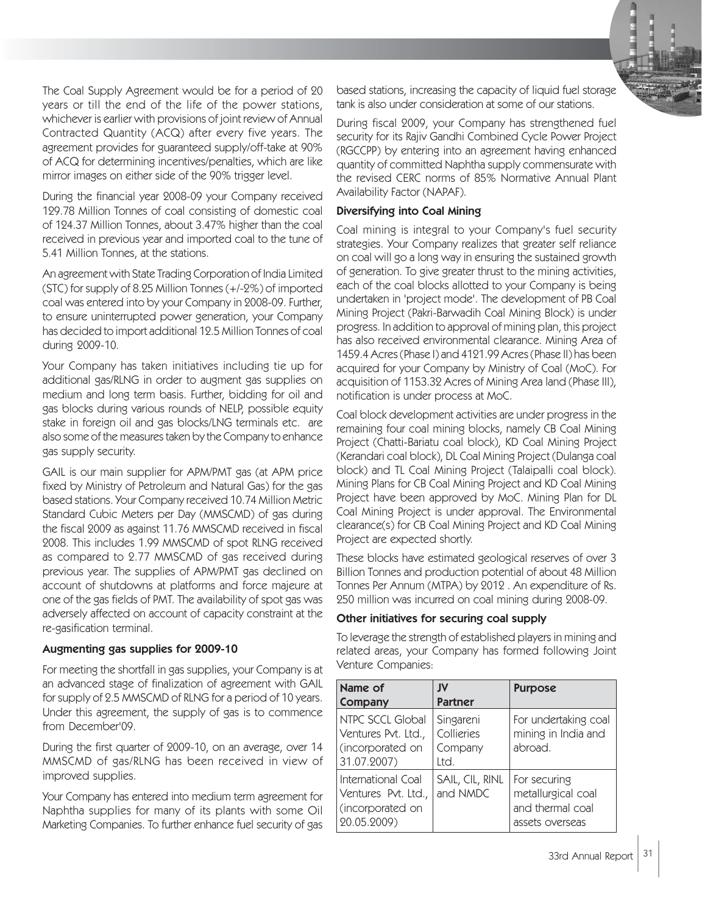The Coal Supply Agreement would be for a period of 20 years or till the end of the life of the power stations, whichever is earlier with provisions of joint review of Annual Contracted Quantity (ACQ) after every five years. The agreement provides for guaranteed supply/off-take at 90% of ACQ for determining incentives/penalties, which are like mirror images on either side of the 90% trigger level.

During the financial year 2008-09 your Company received 129.78 Million Tonnes of coal consisting of domestic coal of 124.37 Million Tonnes, about 3.47% higher than the coal received in previous year and imported coal to the tune of 5.41 Million Tonnes, at the stations.

An agreement with State Trading Corporation of India Limited (STC) for supply of 8.25 Million Tonnes (+/-2%) of imported coal was entered into by your Company in 2008-09. Further, to ensure uninterrupted power generation, your Company has decided to import additional 12.5 Million Tonnes of coal during 2009-10.

Your Company has taken initiatives including tie up for additional gas/RLNG in order to augment gas supplies on medium and long term basis. Further, bidding for oil and gas blocks during various rounds of NELP, possible equity stake in foreign oil and gas blocks/LNG terminals etc. are also some of the measures taken by the Company to enhance gas supply security.

GAIL is our main supplier for APM/PMT gas (at APM price fixed by Ministry of Petroleum and Natural Gas) for the gas based stations. Your Company received 10.74 Million Metric Standard Cubic Meters per Day (MMSCMD) of gas during the fiscal 2009 as against 11.76 MMSCMD received in fiscal 2008. This includes 1.99 MMSCMD of spot RLNG received as compared to 2.77 MMSCMD of gas received during previous year. The supplies of APM/PMT gas declined on account of shutdowns at platforms and force majeure at one of the gas fields of PMT. The availability of spot gas was adversely affected on account of capacity constraint at the re-gasification terminal.

### Augmenting gas supplies for 2009-10

For meeting the shortfall in gas supplies, your Company is at an advanced stage of finalization of agreement with GAIL for supply of 2.5 MMSCMD of RLNG for a period of 10 years. Under this agreement, the supply of gas is to commence from December'09.

During the first quarter of 2009-10, on an average, over 14 MMSCMD of gas/RLNG has been received in view of improved supplies.

Your Company has entered into medium term agreement for Naphtha supplies for many of its plants with some Oil Marketing Companies. To further enhance fuel security of gas based stations, increasing the capacity of liquid fuel storage tank is also under consideration at some of our stations.

During fiscal 2009, your Company has strengthened fuel security for its Rajiv Gandhi Combined Cycle Power Project (RGCCPP) by entering into an agreement having enhanced quantity of committed Naphtha supply commensurate with the revised CERC norms of 85% Normative Annual Plant Availability Factor (NAPAF).

### Diversifying into Coal Mining

Coal mining is integral to your Company's fuel security strategies. Your Company realizes that greater self reliance on coal will go a long way in ensuring the sustained growth of generation. To give greater thrust to the mining activities, each of the coal blocks allotted to your Company is being undertaken in 'project mode'. The development of PB Coal Mining Project (Pakri-Barwadih Coal Mining Block) is under progress. In addition to approval of mining plan, this project has also received environmental clearance. Mining Area of 1459.4 Acres (Phase I) and 4121.99 Acres (Phase II) has been acquired for your Company by Ministry of Coal (MoC). For acquisition of 1153.32 Acres of Mining Area land (Phase III), notification is under process at MoC.

Coal block development activities are under progress in the remaining four coal mining blocks, namely CB Coal Mining Project (Chatti-Bariatu coal block), KD Coal Mining Project (Kerandari coal block), DL Coal Mining Project (Dulanga coal block) and TL Coal Mining Project (Talaipalli coal block). Mining Plans for CB Coal Mining Project and KD Coal Mining Project have been approved by MoC. Mining Plan for DL Coal Mining Project is under approval. The Environmental clearance(s) for CB Coal Mining Project and KD Coal Mining Project are expected shortly.

These blocks have estimated geological reserves of over 3 Billion Tonnes and production potential of about 48 Million Tonnes Per Annum (MTPA) by 2012 . An expenditure of Rs. 250 million was incurred on coal mining during 2008-09.

### Other initiatives for securing coal supply

To leverage the strength of established players in mining and related areas, your Company has formed following Joint Venture Companies:

| Name of Company | JV Partner | Purpose |
|---|---|---|
| NTPC SCCL Global Ventures Pvt. Ltd., (incorporated on 31.07.2007) | Singareni Collieries Company Ltd. | For undertaking coal mining in India and abroad. |
| International Coal Ventures Pvt. Ltd., (incorporated on 20.05.2009) | SAIL, CIL, RINL and NMDC | For securing metallurgical coal and thermal coal assets overseas |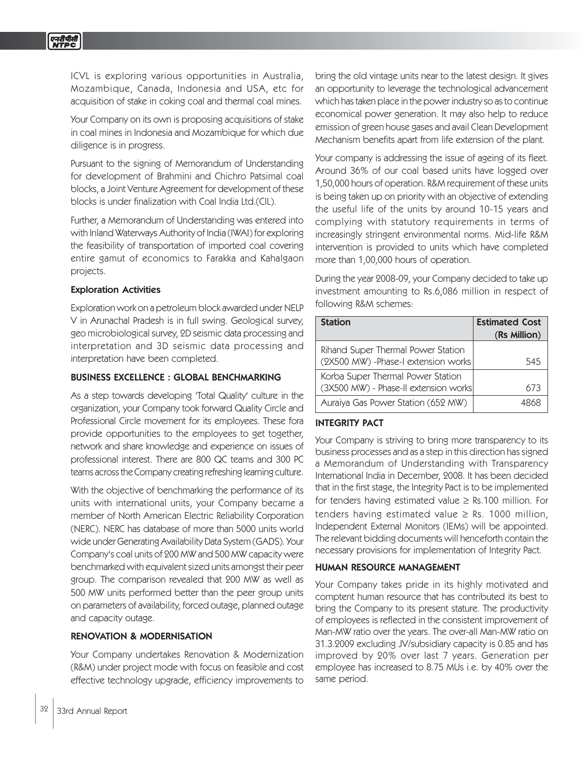ICVL is exploring various opportunities in Australia, Mozambique, Canada, Indonesia and USA, etc for acquisition of stake in coking coal and thermal coal mines.

Your Company on its own is proposing acquisitions of stake in coal mines in Indonesia and Mozambique for which due diligence is in progress.

Pursuant to the signing of Memorandum of Understanding for development of Brahmini and Chichro Patsimal coal blocks, a Joint Venture Agreement for development of these blocks is under finalization with Coal India Ltd.(CIL).

Further, a Memorandum of Understanding was entered into with Inland Waterways Authority of India (IWAI) for exploring the feasibility of transportation of imported coal covering entire gamut of economics to Farakka and Kahalgaon projects.

**Exploration Activities**

Exploration work on a petroleum block awarded under NELP V in Arunachal Pradesh is in full swing. Geological survey, geo microbiological survey, 2D seismic data processing and interpretation and 3D seismic data processing and interpretation have been completed.

### BUSINESS EXCELLENCE : GLOBAL BENCHMARKING

As a step towards developing 'Total Quality' culture in the organization, your Company took forward Quality Circle and Professional Circle movement for its employees. These fora provide opportunities to the employees to get together, network and share knowledge and experience on issues of professional interest. There are 800 QC teams and 300 PC teams across the Company creating refreshing learning culture.

With the objective of benchmarking the performance of its units with international units, your Company became a member of North American Electric Reliability Corporation (NERC). NERC has database of more than 5000 units world wide under Generating Availability Data System (GADS). Your Company's coal units of 200 MW and 500 MW capacity were benchmarked with equivalent sized units amongst their peer group. The comparison revealed that 200 MW as well as 500 MW units performed better than the peer group units on parameters of availability, forced outage, planned outage and capacity outage.

### RENOVATION & MODERNISATION

Your Company undertakes Renovation & Modernization (R&M) under project mode with focus on feasible and cost effective technology upgrade, efficiency improvements to bring the old vintage units near to the latest design. It gives an opportunity to leverage the technological advancement which has taken place in the power industry so as to continue economical power generation. It may also help to reduce emission of green house gases and avail Clean Development Mechanism benefits apart from life extension of the plant.

Your company is addressing the issue of ageing of its fleet. Around 36% of our coal based units have logged over 1,50,000 hours of operation. R&M requirement of these units is being taken up on priority with an objective of extending the useful life of the units by around 10-15 years and complying with statutory requirements in terms of increasingly stringent environmental norms. Mid-life R&M intervention is provided to units which have completed more than 1,00,000 hours of operation.

During the year 2008-09, your Company decided to take up investment amounting to Rs.6,086 million in respect of following R&M schemes:

| Station | Estimated Cost (Rs Million) |
|---|---|
| Rihand Super Thermal Power Station (2X500 MW) -Phase-I extension works | 545 |
| Korba Super Thermal Power Station (3X500 MW) - Phase-II extension works | 673 |
| Auraiya Gas Power Station (652 MW) | 4868 |

### INTEGRITY PACT

Your Company is striving to bring more transparency to its business processes and as a step in this direction has signed a Memorandum of Understanding with Transparency International India in December, 2008. It has been decided that in the first stage, the Integrity Pact is to be implemented for tenders having estimated value ≥ Rs.100 million. For tenders having estimated value ≥ Rs. 1000 million, Independent External Monitors (IEMs) will be appointed. The relevant bidding documents will henceforth contain the necessary provisions for implementation of Integrity Pact.

### HUMAN RESOURCE MANAGEMENT

Your Company takes pride in its highly motivated and comptent human resource that has contributed its best to bring the Company to its present stature. The productivity of employees is reflected in the consistent improvement of Man-MW ratio over the years. The over-all Man-MW ratio on 31.3.2009 excluding JV/subsidiary capacity is 0.85 and has improved by 20% over last 7 years. Generation per employee has increased to 8.75 MUs i.e. by 40% over the same period.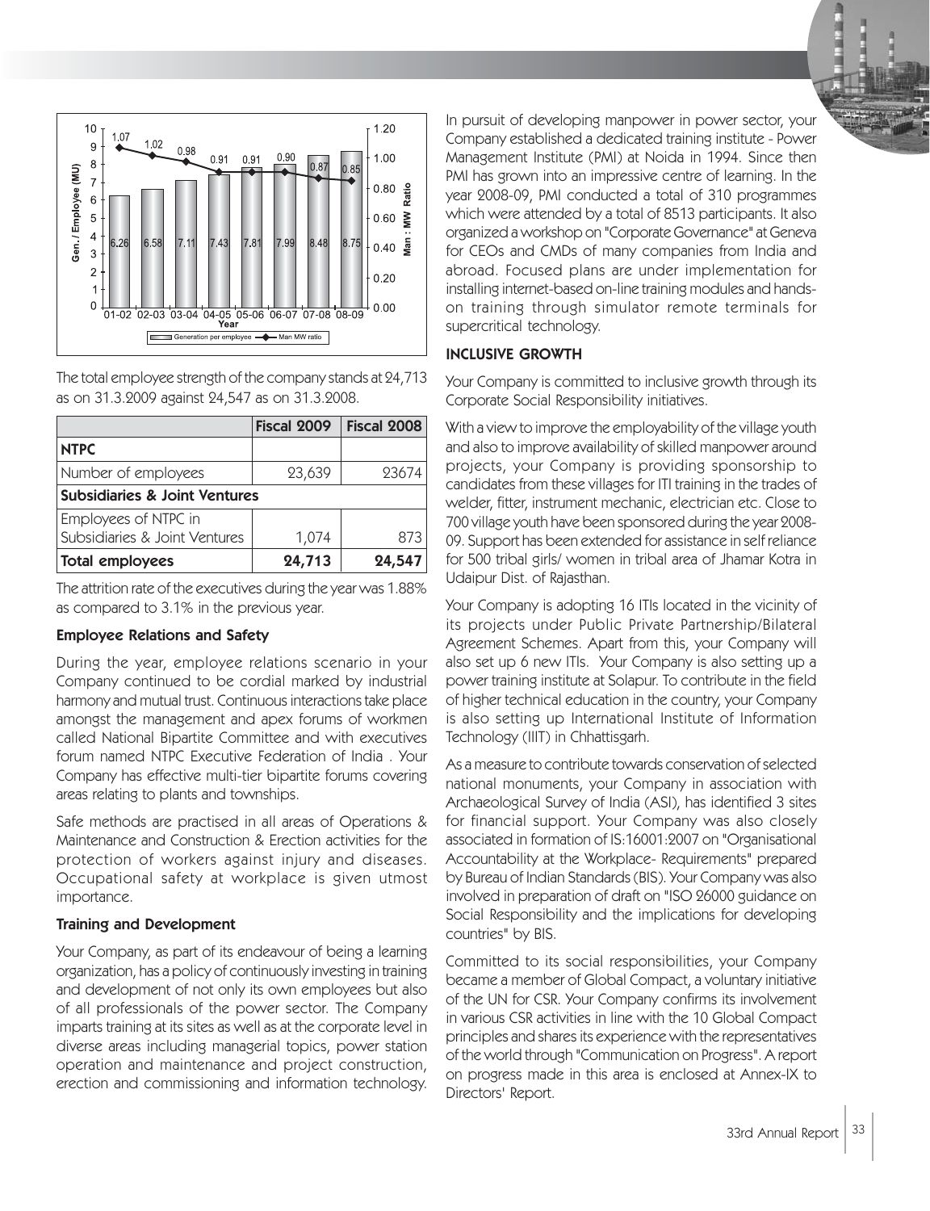The total employee strength of the company stands at 24,713 as on 31.3.2009 against 24,547 as on 31.3.2008.

| | Fiscal 2009 | Fiscal 2008 |
|---|---|---|
| **NTPC** | | |
| Number of employees | 23,639 | 23674 |
| **Subsidiaries & Joint Ventures** | | |
| Employees of NTPC in Subsidiaries & Joint Ventures | 1,074 | 873 |
| **Total employees** | **24,713** | **24,547** |

The attrition rate of the executives during the year was 1.88% as compared to 3.1% in the previous year.

### Employee Relations and Safety

During the year, employee relations scenario in your Company continued to be cordial marked by industrial harmony and mutual trust. Continuous interactions take place amongst the management and apex forums of workmen called National Bipartite Committee and with executives forum named NTPC Executive Federation of India . Your Company has effective multi-tier bipartite forums covering areas relating to plants and townships.

Safe methods are practised in all areas of Operations & Maintenance and Construction & Erection activities for the protection of workers against injury and diseases. Occupational safety at workplace is given utmost importance.

### Training and Development

Your Company, as part of its endeavour of being a learning organization, has a policy of continuously investing in training and development of not only its own employees but also of all professionals of the power sector. The Company imparts training at its sites as well as at the corporate level in diverse areas including managerial topics, power station operation and maintenance and project construction, erection and commissioning and information technology. In pursuit of developing manpower in power sector, your Company established a dedicated training institute - Power Management Institute (PMI) at Noida in 1994. Since then PMI has grown into an impressive centre of learning. In the year 2008-09, PMI conducted a total of 310 programmes which were attended by a total of 8513 participants. It also organized a workshop on "Corporate Governance" at Geneva for CEOs and CMDs of many companies from India and abroad. Focused plans are under implementation for installing internet-based on-line training modules and hands-on training through simulator remote terminals for supercritical technology.

## INCLUSIVE GROWTH

Your Company is committed to inclusive growth through its Corporate Social Responsibility initiatives.

With a view to improve the employability of the village youth and also to improve availability of skilled manpower around projects, your Company is providing sponsorship to candidates from these villages for ITI training in the trades of welder, fitter, instrument mechanic, electrician etc. Close to 700 village youth have been sponsored during the year 2008-09. Support has been extended for assistance in self reliance for 500 tribal girls/ women in tribal area of Jhamar Kotra in Udaipur Dist. of Rajasthan.

Your Company is adopting 16 ITIs located in the vicinity of its projects under Public Private Partnership/Bilateral Agreement Schemes. Apart from this, your Company will also set up 6 new ITIs. Your Company is also setting up a power training institute at Solapur. To contribute in the field of higher technical education in the country, your Company is also setting up International Institute of Information Technology (IIIT) in Chhattisgarh.

As a measure to contribute towards conservation of selected national monuments, your Company in association with Archaeological Survey of India (ASI), has identified 3 sites for financial support. Your Company was also closely associated in formation of IS:16001:2007 on "Organisational Accountability at the Workplace- Requirements" prepared by Bureau of Indian Standards (BIS). Your Company was also involved in preparation of draft on "ISO 26000 guidance on Social Responsibility and the implications for developing countries" by BIS.

Committed to its social responsibilities, your Company became a member of Global Compact, a voluntary initiative of the UN for CSR. Your Company confirms its involvement in various CSR activities in line with the 10 Global Compact principles and shares its experience with the representatives of the world through "Communication on Progress". A report on progress made in this area is enclosed at Annex-IX to Directors' Report.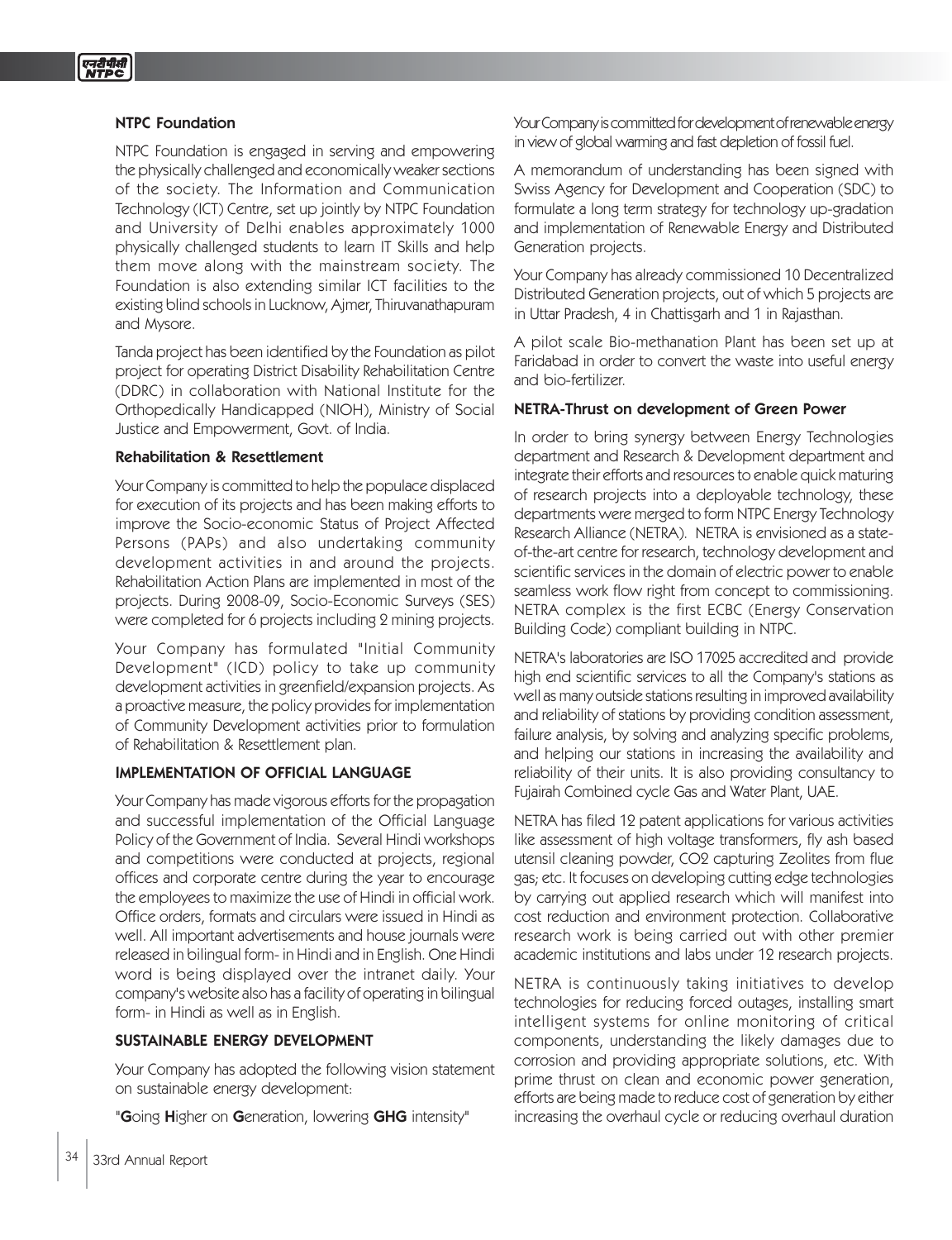### NTPC Foundation

NTPC Foundation is engaged in serving and empowering the physically challenged and economically weaker sections of the society. The Information and Communication Technology (ICT) Centre, set up jointly by NTPC Foundation and University of Delhi enables approximately 1000 physically challenged students to learn IT Skills and help them move along with the mainstream society. The Foundation is also extending similar ICT facilities to the existing blind schools in Lucknow, Ajmer, Thiruvanathapuram and Mysore.

Tanda project has been identified by the Foundation as pilot project for operating District Disability Rehabilitation Centre (DDRC) in collaboration with National Institute for the Orthopedically Handicapped (NIOH), Ministry of Social Justice and Empowerment, Govt. of India.

### Rehabilitation & Resettlement

Your Company is committed to help the populace displaced for execution of its projects and has been making efforts to improve the Socio-economic Status of Project Affected Persons (PAPs) and also undertaking community development activities in and around the projects. Rehabilitation Action Plans are implemented in most of the projects. During 2008-09, Socio-Economic Surveys (SES) were completed for 6 projects including 2 mining projects.

Your Company has formulated "Initial Community Development" (ICD) policy to take up community development activities in greenfield/expansion projects. As a proactive measure, the policy provides for implementation of Community Development activities prior to formulation of Rehabilitation & Resettlement plan.

## IMPLEMENTATION OF OFFICIAL LANGUAGE

Your Company has made vigorous efforts for the propagation and successful implementation of the Official Language Policy of the Government of India. Several Hindi workshops and competitions were conducted at projects, regional offices and corporate centre during the year to encourage the employees to maximize the use of Hindi in official work. Office orders, formats and circulars were issued in Hindi as well. All important advertisements and house journals were released in bilingual form- in Hindi and in English. One Hindi word is being displayed over the intranet daily. Your company's website also has a facility of operating in bilingual form- in Hindi as well as in English.

## SUSTAINABLE ENERGY DEVELOPMENT

Your Company has adopted the following vision statement on sustainable energy development:

"**G**oing **H**igher on **G**eneration, lowering **GHG** intensity"

Your Company is committed for development of renewable energy in view of global warming and fast depletion of fossil fuel.

A memorandum of understanding has been signed with Swiss Agency for Development and Cooperation (SDC) to formulate a long term strategy for technology up-gradation and implementation of Renewable Energy and Distributed Generation projects.

Your Company has already commissioned 10 Decentralized Distributed Generation projects, out of which 5 projects are in Uttar Pradesh, 4 in Chattisgarh and 1 in Rajasthan.

A pilot scale Bio-methanation Plant has been set up at Faridabad in order to convert the waste into useful energy and bio-fertilizer.

### NETRA-Thrust on development of Green Power

In order to bring synergy between Energy Technologies department and Research & Development department and integrate their efforts and resources to enable quick maturing of research projects into a deployable technology, these departments were merged to form NTPC Energy Technology Research Alliance (NETRA). NETRA is envisioned as a state-of-the-art centre for research, technology development and scientific services in the domain of electric power to enable seamless work flow right from concept to commissioning. NETRA complex is the first ECBC (Energy Conservation Building Code) compliant building in NTPC.

NETRA's laboratories are ISO 17025 accredited and provide high end scientific services to all the Company's stations as well as many outside stations resulting in improved availability and reliability of stations by providing condition assessment, failure analysis, by solving and analyzing specific problems, and helping our stations in increasing the availability and reliability of their units. It is also providing consultancy to Fujairah Combined cycle Gas and Water Plant, UAE.

NETRA has filed 12 patent applications for various activities like assessment of high voltage transformers, fly ash based utensil cleaning powder, $CO_2$ capturing Zeolites from flue gas; etc. It focuses on developing cutting edge technologies by carrying out applied research which will manifest into cost reduction and environment protection. Collaborative research work is being carried out with other premier academic institutions and labs under 12 research projects.

NETRA is continuously taking initiatives to develop technologies for reducing forced outages, installing smart intelligent systems for online monitoring of critical components, understanding the likely damages due to corrosion and providing appropriate solutions, etc. With prime thrust on clean and economic power generation, efforts are being made to reduce cost of generation by either increasing the overhaul cycle or reducing overhaul duration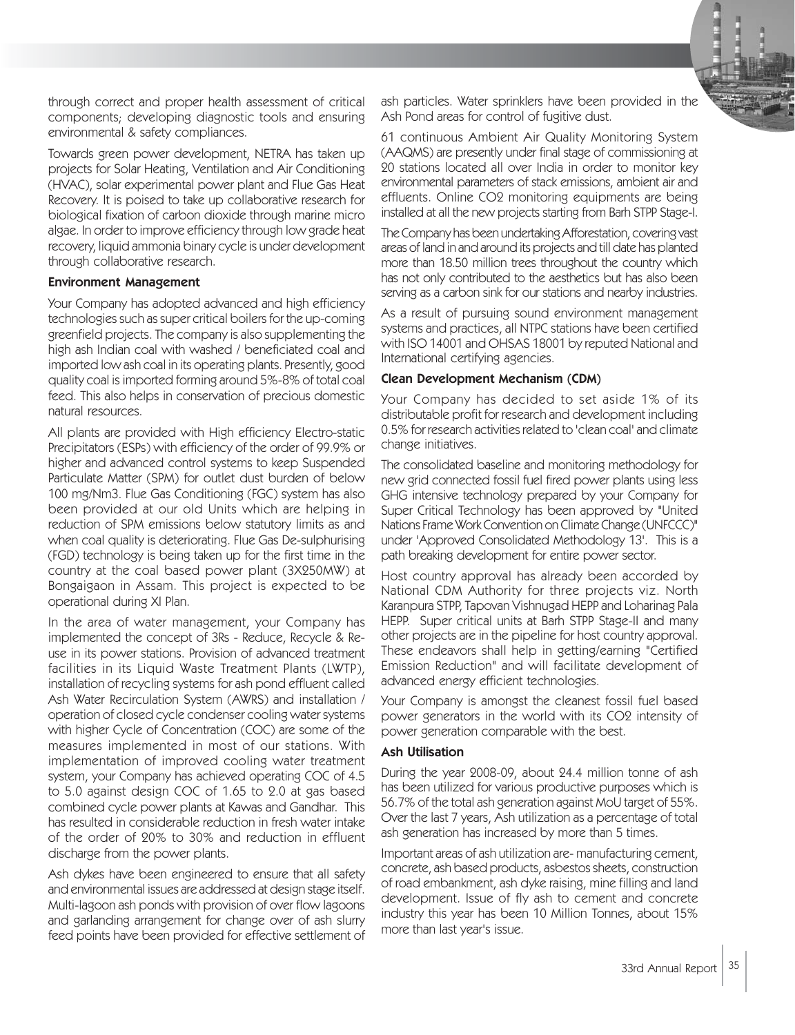through correct and proper health assessment of critical components; developing diagnostic tools and ensuring environmental & safety compliances.

Towards green power development, NETRA has taken up projects for Solar Heating, Ventilation and Air Conditioning (HVAC), solar experimental power plant and Flue Gas Heat Recovery. It is poised to take up collaborative research for biological fixation of carbon dioxide through marine micro algae. In order to improve efficiency through low grade heat recovery, liquid ammonia binary cycle is under development through collaborative research.

**Environment Management**

Your Company has adopted advanced and high efficiency technologies such as super critical boilers for the up-coming greenfield projects. The company is also supplementing the high ash Indian coal with washed / beneficiated coal and imported low ash coal in its operating plants. Presently, good quality coal is imported forming around 5%-8% of total coal feed. This also helps in conservation of precious domestic natural resources.

All plants are provided with High efficiency Electro-static Precipitators (ESPs) with efficiency of the order of 99.9% or higher and advanced control systems to keep Suspended Particulate Matter (SPM) for outlet dust burden of below 100 mg/Nm3. Flue Gas Conditioning (FGC) system has also been provided at our old Units which are helping in reduction of SPM emissions below statutory limits as and when coal quality is deteriorating. Flue Gas De-sulphurising (FGD) technology is being taken up for the first time in the country at the coal based power plant (3X250MW) at Bongaigaon in Assam. This project is expected to be operational during XI Plan.

In the area of water management, your Company has implemented the concept of 3Rs - Reduce, Recycle & Re-use in its power stations. Provision of advanced treatment facilities in its Liquid Waste Treatment Plants (LWTP), installation of recycling systems for ash pond effluent called Ash Water Recirculation System (AWRS) and installation / operation of closed cycle condenser cooling water systems with higher Cycle of Concentration (COC) are some of the measures implemented in most of our stations. With implementation of improved cooling water treatment system, your Company has achieved operating COC of 4.5 to 5.0 against design COC of 1.65 to 2.0 at gas based combined cycle power plants at Kawas and Gandhar. This has resulted in considerable reduction in fresh water intake of the order of 20% to 30% and reduction in effluent discharge from the power plants.

Ash dykes have been engineered to ensure that all safety and environmental issues are addressed at design stage itself. Multi-lagoon ash ponds with provision of over flow lagoons and garlanding arrangement for change over of ash slurry feed points have been provided for effective settlement of ash particles. Water sprinklers have been provided in the Ash Pond areas for control of fugitive dust.

61 continuous Ambient Air Quality Monitoring System (AAQMS) are presently under final stage of commissioning at 20 stations located all over India in order to monitor key environmental parameters of stack emissions, ambient air and effluents. Online $CO_2$ monitoring equipments are being installed at all the new projects starting from Barh STPP Stage-I.

The Company has been undertaking Afforestation, covering vast areas of land in and around its projects and till date has planted more than 18.50 million trees throughout the country which has not only contributed to the aesthetics but has also been serving as a carbon sink for our stations and nearby industries.

As a result of pursuing sound environment management systems and practices, all NTPC stations have been certified with ISO 14001 and OHSAS 18001 by reputed National and International certifying agencies.

**Clean Development Mechanism (CDM)**

Your Company has decided to set aside 1% of its distributable profit for research and development including 0.5% for research activities related to 'clean coal' and climate change initiatives.

The consolidated baseline and monitoring methodology for new grid connected fossil fuel fired power plants using less GHG intensive technology prepared by your Company for Super Critical Technology has been approved by "United Nations Frame Work Convention on Climate Change (UNFCCC)" under 'Approved Consolidated Methodology 13'. This is a path breaking development for entire power sector.

Host country approval has already been accorded by National CDM Authority for three projects viz. North Karanpura STPP, Tapovan Vishnugad HEPP and Loharinag Pala HEPP. Super critical units at Barh STPP Stage-II and many other projects are in the pipeline for host country approval. These endeavors shall help in getting/earning "Certified Emission Reduction" and will facilitate development of advanced energy efficient technologies.

Your Company is amongst the cleanest fossil fuel based power generators in the world with its $CO_2$ intensity of power generation comparable with the best.

**Ash Utilisation**

During the year 2008-09, about 24.4 million tonne of ash has been utilized for various productive purposes which is 56.7% of the total ash generation against MoU target of 55%. Over the last 7 years, Ash utilization as a percentage of total ash generation has increased by more than 5 times.

Important areas of ash utilization are- manufacturing cement, concrete, ash based products, asbestos sheets, construction of road embankment, ash dyke raising, mine filling and land development. Issue of fly ash to cement and concrete industry this year has been 10 Million Tonnes, about 15% more than last year's issue.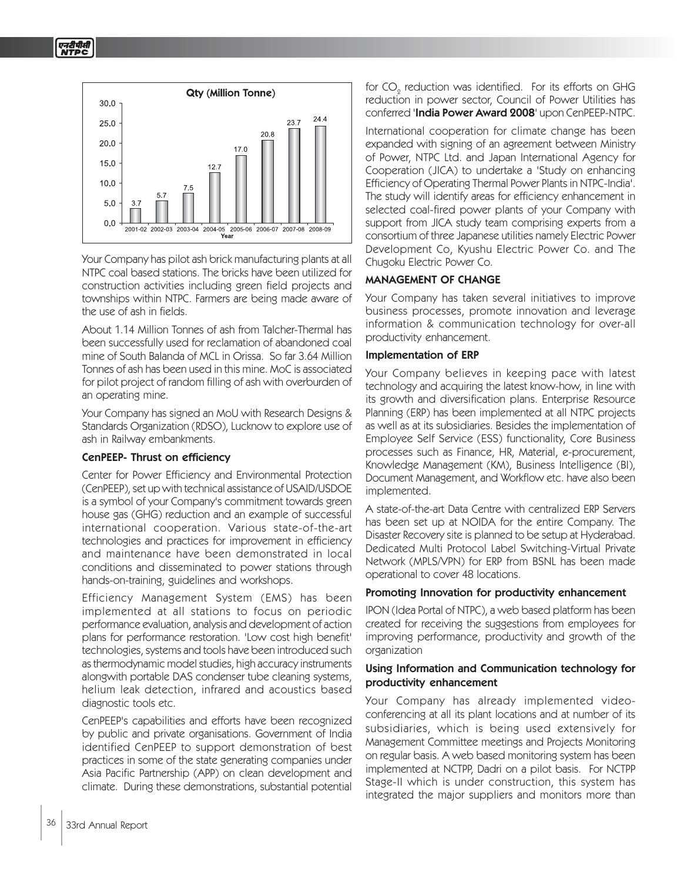Qty (Million Tonne)

| Year | Qty (Million Tonne) |
|---|---|
| 2001-02 | 3.7 |
| 2002-03 | 5.7 |
| 2003-04 | 7.5 |
| 2004-05 | 12.7 |
| 2005-06 | 17.0 |
| 2006-07 | 20.8 |
| 2007-08 | 23.7 |
| 2008-09 | 24.4 |

Your Company has pilot ash brick manufacturing plants at all NTPC coal based stations. The bricks have been utilized for construction activities including green field projects and townships within NTPC. Farmers are being made aware of the use of ash in fields.

About 1.14 Million Tonnes of ash from Talcher-Thermal has been successfully used for reclamation of abandoned coal mine of South Balanda of MCL in Orissa. So far 3.64 Million Tonnes of ash has been used in this mine. MoC is associated for pilot project of random filling of ash with overburden of an operating mine.

Your Company has signed an MoU with Research Designs & Standards Organization (RDSO), Lucknow to explore use of ash in Railway embankments.

### CenPEEP- Thrust on efficiency

Center for Power Efficiency and Environmental Protection (CenPEEP), set up with technical assistance of USAID/USDOE is a symbol of your Company's commitment towards green house gas (GHG) reduction and an example of successful international cooperation. Various state-of-the-art technologies and practices for improvement in efficiency and maintenance have been demonstrated in local conditions and disseminated to power stations through hands-on-training, guidelines and workshops.

Efficiency Management System (EMS) has been implemented at all stations to focus on periodic performance evaluation, analysis and development of action plans for performance restoration. 'Low cost high benefit' technologies, systems and tools have been introduced such as thermodynamic model studies, high accuracy instruments alongwith portable DAS condenser tube cleaning systems, helium leak detection, infrared and acoustics based diagnostic tools etc.

CenPEEP's capabilities and efforts have been recognized by public and private organisations. Government of India identified CenPEEP to support demonstration of best practices in some of the state generating companies under Asia Pacific Partnership (APP) on clean development and climate. During these demonstrations, substantial potential for $CO_2$ reduction was identified. For its efforts on GHG reduction in power sector, Council of Power Utilities has conferred '**India Power Award 2008**' upon CenPEEP-NTPC.

International cooperation for climate change has been expanded with signing of an agreement between Ministry of Power, NTPC Ltd. and Japan International Agency for Cooperation (JICA) to undertake a 'Study on enhancing Efficiency of Operating Thermal Power Plants in NTPC-India'. The study will identify areas for efficiency enhancement in selected coal-fired power plants of your Company with support from JICA study team comprising experts from a consortium of three Japanese utilities namely Electric Power Development Co, Kyushu Electric Power Co. and The Chugoku Electric Power Co.

## MANAGEMENT OF CHANGE

Your Company has taken several initiatives to improve business processes, promote innovation and leverage information & communication technology for over-all productivity enhancement.

### Implementation of ERP

Your Company believes in keeping pace with latest technology and acquiring the latest know-how, in line with its growth and diversification plans. Enterprise Resource Planning (ERP) has been implemented at all NTPC projects as well as at its subsidiaries. Besides the implementation of Employee Self Service (ESS) functionality, Core Business processes such as Finance, HR, Material, e-procurement, Knowledge Management (KM), Business Intelligence (BI), Document Management, and Workflow etc. have also been implemented.

A state-of-the-art Data Centre with centralized ERP Servers has been set up at NOIDA for the entire Company. The Disaster Recovery site is planned to be setup at Hyderabad. Dedicated Multi Protocol Label Switching-Virtual Private Network (MPLS/VPN) for ERP from BSNL has been made operational to cover 48 locations.

### Promoting Innovation for productivity enhancement

IPON (Idea Portal of NTPC), a web based platform has been created for receiving the suggestions from employees for improving performance, productivity and growth of the organization

### Using Information and Communication technology for productivity enhancement

Your Company has already implemented video-conferencing at all its plant locations and at number of its subsidiaries, which is being used extensively for Management Committee meetings and Projects Monitoring on regular basis. A web based monitoring system has been implemented at NCTPP, Dadri on a pilot basis. For NCTPP Stage-II which is under construction, this system has integrated the major suppliers and monitors more than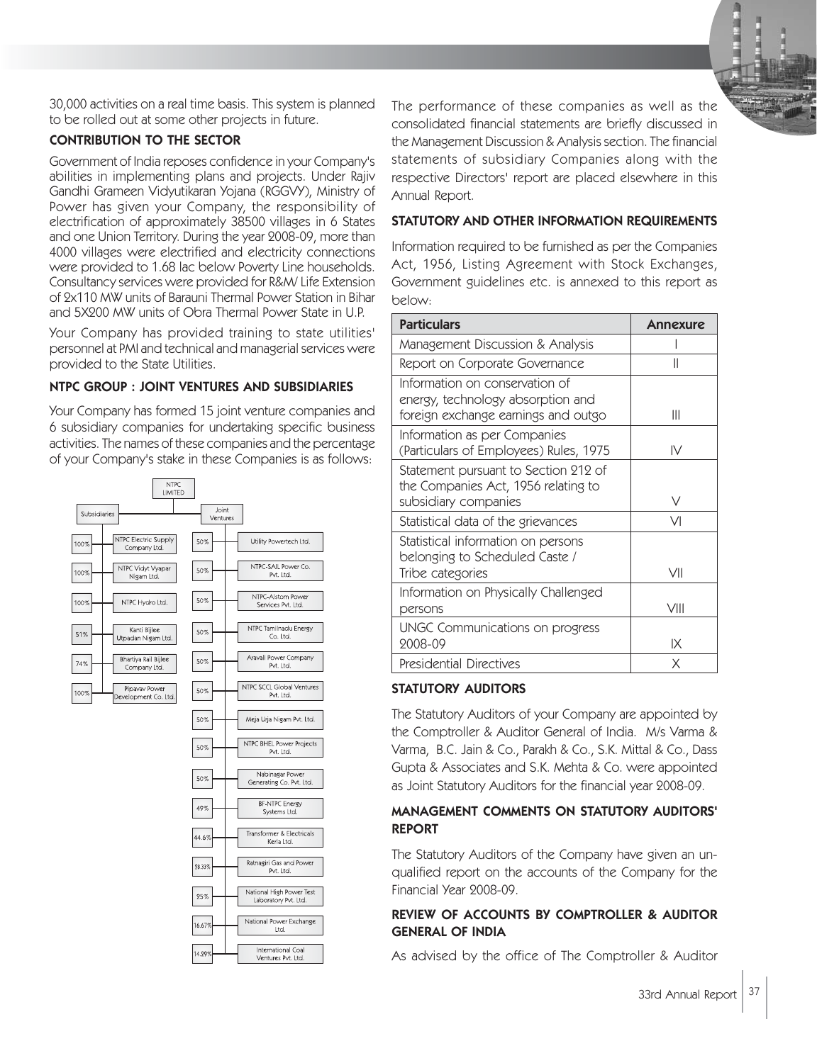30,000 activities on a real time basis. This system is planned to be rolled out at some other projects in future.

### CONTRIBUTION TO THE SECTOR

Government of India reposes confidence in your Company's abilities in implementing plans and projects. Under Rajiv Gandhi Grameen Vidyutikaran Yojana (RGGVY), Ministry of Power has given your Company, the responsibility of electrification of approximately 38500 villages in 6 States and one Union Territory. During the year 2008-09, more than 4000 villages were electrified and electricity connections were provided to 1.68 lac below Poverty Line households. Consultancy services were provided for R&M/ Life Extension of 2x110 MW units of Barauni Thermal Power Station in Bihar and 5X200 MW units of Obra Thermal Power State in U.P.

Your Company has provided training to state utilities' personnel at PMI and technical and managerial services were provided to the State Utilities.

### NTPC GROUP : JOINT VENTURES AND SUBSIDIARIES

Your Company has formed 15 joint venture companies and 6 subsidiary companies for undertaking specific business activities. The names of these companies and the percentage of your Company's stake in these Companies is as follows:

NTPC LIMITED

Subsidiaries

100% NTPC Electric Supply Company Ltd.

100% NTPC Vidyt Vyapar Nigam Ltd.

100% NTPC Hydro Ltd.

51% Kanti Bijlee Utpadan Nigam Ltd.

74% Bhartiya Rail Bijlee Company Ltd.

100% Pipavav Power Development Co. Ltd.

Joint Ventures

50% Utility Powertech Ltd.

50% NTPC-SAIL Power Co. Pvt. Ltd.

50% NTPC-Alstom Power Services Pvt. Ltd.

50% NTPC Tamilnadu Energy Co. Ltd.

50% Aravali Power Company Pvt. Ltd.

50% NTPC SCCL Global Ventures Pvt. Ltd.

50% Meja Urja Nigam Pvt. Ltd.

50% NTPC BHEL Power Projects Pvt. Ltd.

50% Nabinagar Power Generating Co. Pvt. Ltd.

49% BF-NTPC Energy Systems Ltd.

44.6% Transformer & Electricals Kerla Ltd.

28.33% Ratnagiri Gas and Power Pvt. Ltd.

25% National High Power Test Laboratory Pvt. Ltd.

16.67% National Power Exchange Ltd.

14.29% International Coal Ventures Pvt. Ltd.

The performance of these companies as well as the consolidated financial statements are briefly discussed in the Management Discussion & Analysis section. The financial statements of subsidiary Companies along with the respective Directors' report are placed elsewhere in this Annual Report.

### STATUTORY AND OTHER INFORMATION REQUIREMENTS

Information required to be furnished as per the Companies Act, 1956, Listing Agreement with Stock Exchanges, Government guidelines etc. is annexed to this report as below:

| Particulars | Annexure |
|---|---|
| Management Discussion & Analysis | I |
| Report on Corporate Governance | II |
| Information on conservation of energy, technology absorption and foreign exchange earnings and outgo | III |
| Information as per Companies (Particulars of Employees) Rules, 1975 | IV |
| Statement pursuant to Section 212 of the Companies Act, 1956 relating to subsidiary companies | V |
| Statistical data of the grievances | VI |
| Statistical information on persons belonging to Scheduled Caste / Tribe categories | VII |
| Information on Physically Challenged persons | VIII |
| UNGC Communications on progress 2008-09 | IX |
| Presidential Directives | X |

### STATUTORY AUDITORS

The Statutory Auditors of your Company are appointed by the Comptroller & Auditor General of India. M/s Varma & Varma, B.C. Jain & Co., Parakh & Co., S.K. Mittal & Co., Dass Gupta & Associates and S.K. Mehta & Co. were appointed as Joint Statutory Auditors for the financial year 2008-09.

### MANAGEMENT COMMENTS ON STATUTORY AUDITORS' REPORT

The Statutory Auditors of the Company have given an unqualified report on the accounts of the Company for the Financial Year 2008-09.

### REVIEW OF ACCOUNTS BY COMPTROLLER & AUDITOR GENERAL OF INDIA

As advised by the office of The Comptroller & Auditor